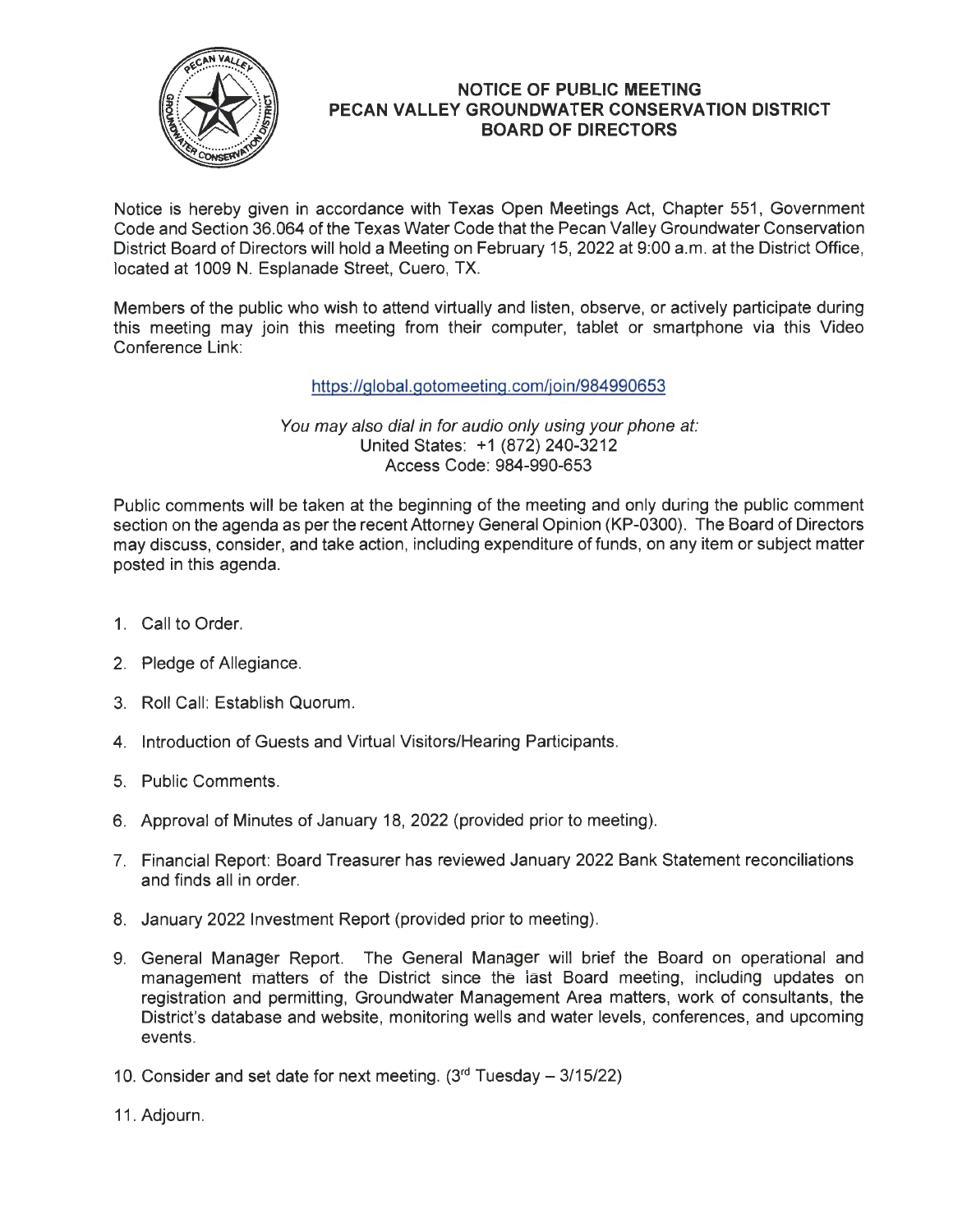# NOTICE OF PUBLIC MEETING
# PECAN VALLEY GROUNDWATER CONSERVATION DISTRICT
# BOARD OF DIRECTORS

Notice is hereby given in accordance with Texas Open Meetings Act, Chapter 551, Government Code and Section 36.064 of the Texas Water Code that the Pecan Valley Groundwater Conservation District Board of Directors will hold a Meeting on February 15, 2022 at 9:00 a.m. at the District Office, located at 1009 N. Esplanade Street, Cuero, TX.

Members of the public who wish to attend virtually and listen, observe, or actively participate during this meeting may join this meeting from their computer, tablet or smartphone via this Video Conference Link:

https://global.gotomeeting.com/join/984990653

*You may also dial in for audio only using your phone at:*
United States: +1 (872) 240-3212
Access Code: 984-990-653

Public comments will be taken at the beginning of the meeting and only during the public comment section on the agenda as per the recent Attorney General Opinion (KP-0300). The Board of Directors may discuss, consider, and take action, including expenditure of funds, on any item or subject matter posted in this agenda.

1. Call to Order.
2. Pledge of Allegiance.
3. Roll Call: Establish Quorum.
4. Introduction of Guests and Virtual Visitors/Hearing Participants.
5. Public Comments.
6. Approval of Minutes of January 18, 2022 (provided prior to meeting).
7. Financial Report: Board Treasurer has reviewed January 2022 Bank Statement reconciliations and finds all in order.
8. January 2022 Investment Report (provided prior to meeting).
9. General Manager Report. The General Manager will brief the Board on operational and management matters of the District since the last Board meeting, including updates on registration and permitting, Groundwater Management Area matters, work of consultants, the District's database and website, monitoring wells and water levels, conferences, and upcoming events.
10. Consider and set date for next meeting. (3rd Tuesday – 3/15/22)
11. Adjourn.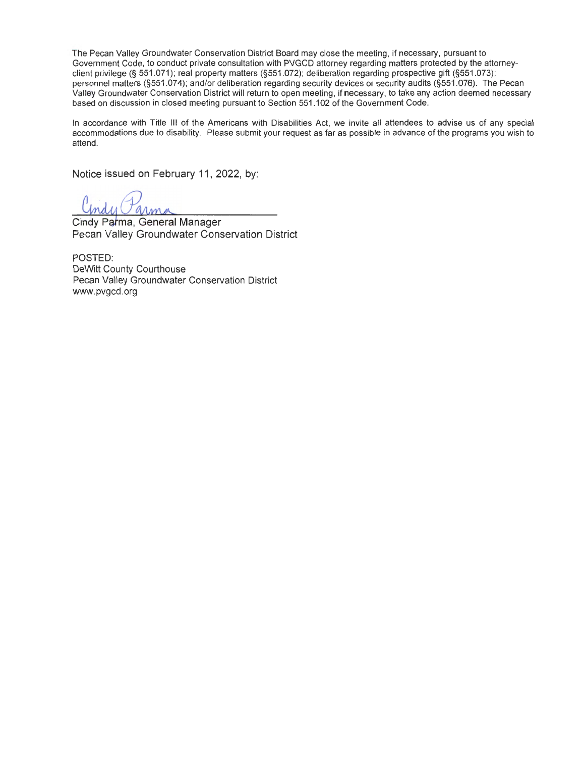The Pecan Valley Groundwater Conservation District Board may close the meeting, if necessary, pursuant to Government Code, to conduct private consultation with PVGCD attorney regarding matters protected by the attorney-client privilege (§ 551.071); real property matters (§551.072); deliberation regarding prospective gift (§551.073); personnel matters (§551.074); and/or deliberation regarding security devices or security audits (§551.076). The Pecan Valley Groundwater Conservation District will return to open meeting, if necessary, to take any action deemed necessary based on discussion in closed meeting pursuant to Section 551.102 of the Government Code.

In accordance with Title III of the Americans with Disabilities Act, we invite all attendees to advise us of any special accommodations due to disability. Please submit your request as far as possible in advance of the programs you wish to attend.

Notice issued on February 11, 2022, by:

Cindy Parma

Cindy Parma, General Manager
Pecan Valley Groundwater Conservation District

POSTED:
DeWitt County Courthouse
Pecan Valley Groundwater Conservation District
www.pvgcd.org